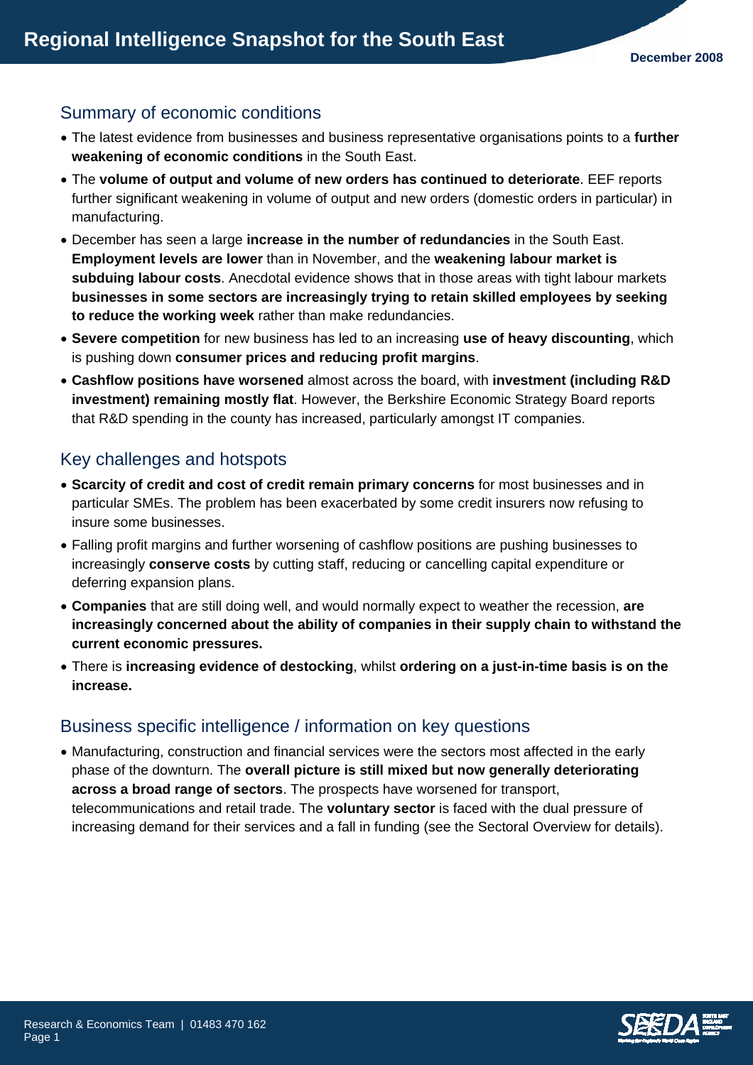# Regional Intelligence Snapshot for the South East

December 2008

## Summary of economic conditions

- The latest evidence from businesses and business representative organisations points to a **further weakening of economic conditions** in the South East.
- The **volume of output and volume of new orders has continued to deteriorate**. EEF reports further significant weakening in volume of output and new orders (domestic orders in particular) in manufacturing.
- December has seen a large **increase in the number of redundancies** in the South East. **Employment levels are lower** than in November, and the **weakening labour market is subduing labour costs**. Anecdotal evidence shows that in those areas with tight labour markets **businesses in some sectors are increasingly trying to retain skilled employees by seeking to reduce the working week** rather than make redundancies.
- **Severe competition** for new business has led to an increasing **use of heavy discounting**, which is pushing down **consumer prices and reducing profit margins**.
- **Cashflow positions have worsened** almost across the board, with **investment (including R&D investment) remaining mostly flat**. However, the Berkshire Economic Strategy Board reports that R&D spending in the county has increased, particularly amongst IT companies.

## Key challenges and hotspots

- **Scarcity of credit and cost of credit remain primary concerns** for most businesses and in particular SMEs. The problem has been exacerbated by some credit insurers now refusing to insure some businesses.
- Falling profit margins and further worsening of cashflow positions are pushing businesses to increasingly **conserve costs** by cutting staff, reducing or cancelling capital expenditure or deferring expansion plans.
- **Companies** that are still doing well, and would normally expect to weather the recession, **are increasingly concerned about the ability of companies in their supply chain to withstand the current economic pressures.**
- There is **increasing evidence of destocking**, whilst **ordering on a just-in-time basis is on the increase.**

## Business specific intelligence / information on key questions

- Manufacturing, construction and financial services were the sectors most affected in the early phase of the downturn. The **overall picture is still mixed but now generally deteriorating across a broad range of sectors**. The prospects have worsened for transport, telecommunications and retail trade. The **voluntary sector** is faced with the dual pressure of increasing demand for their services and a fall in funding (see the Sectoral Overview for details).

Research & Economics Team | 01483 470 162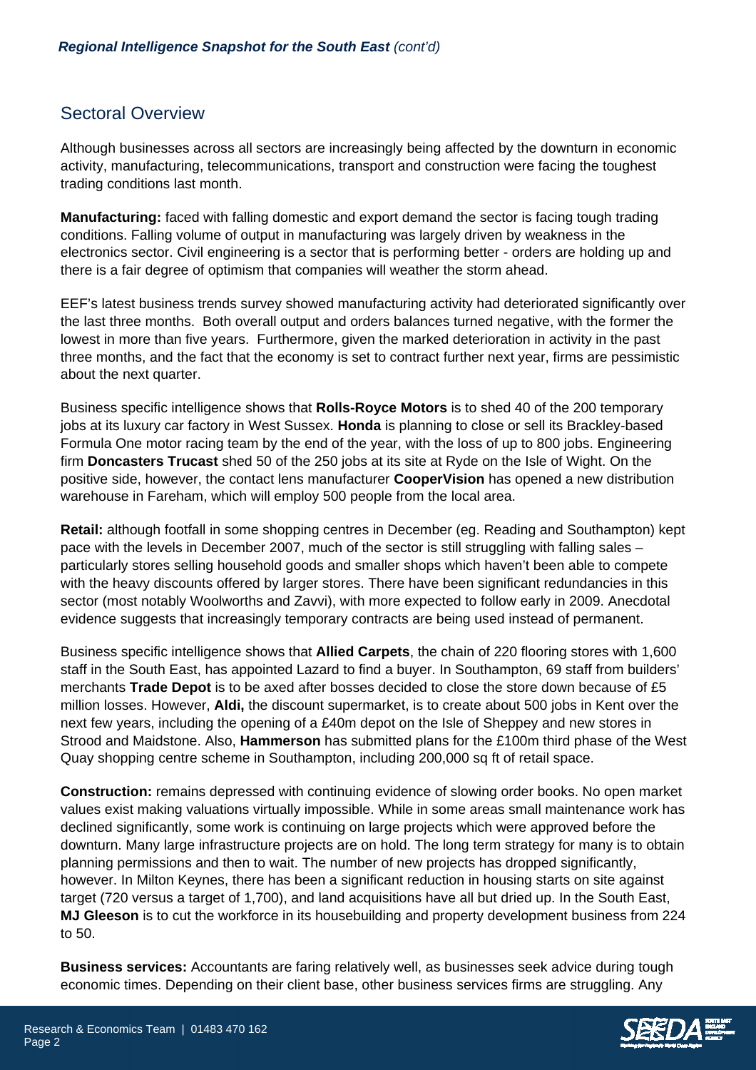## Sectoral Overview

Although businesses across all sectors are increasingly being affected by the downturn in economic activity, manufacturing, telecommunications, transport and construction were facing the toughest trading conditions last month.

**Manufacturing:** faced with falling domestic and export demand the sector is facing tough trading conditions. Falling volume of output in manufacturing was largely driven by weakness in the electronics sector. Civil engineering is a sector that is performing better - orders are holding up and there is a fair degree of optimism that companies will weather the storm ahead.

EEF's latest business trends survey showed manufacturing activity had deteriorated significantly over the last three months. Both overall output and orders balances turned negative, with the former the lowest in more than five years. Furthermore, given the marked deterioration in activity in the past three months, and the fact that the economy is set to contract further next year, firms are pessimistic about the next quarter.

Business specific intelligence shows that **Rolls-Royce Motors** is to shed 40 of the 200 temporary jobs at its luxury car factory in West Sussex. **Honda** is planning to close or sell its Brackley-based Formula One motor racing team by the end of the year, with the loss of up to 800 jobs. Engineering firm **Doncasters Trucast** shed 50 of the 250 jobs at its site at Ryde on the Isle of Wight. On the positive side, however, the contact lens manufacturer **CooperVision** has opened a new distribution warehouse in Fareham, which will employ 500 people from the local area.

**Retail:** although footfall in some shopping centres in December (eg. Reading and Southampton) kept pace with the levels in December 2007, much of the sector is still struggling with falling sales – particularly stores selling household goods and smaller shops which haven't been able to compete with the heavy discounts offered by larger stores. There have been significant redundancies in this sector (most notably Woolworths and Zavvi), with more expected to follow early in 2009. Anecdotal evidence suggests that increasingly temporary contracts are being used instead of permanent.

Business specific intelligence shows that **Allied Carpets**, the chain of 220 flooring stores with 1,600 staff in the South East, has appointed Lazard to find a buyer. In Southampton, 69 staff from builders' merchants **Trade Depot** is to be axed after bosses decided to close the store down because of £5 million losses. However, **Aldi,** the discount supermarket, is to create about 500 jobs in Kent over the next few years, including the opening of a £40m depot on the Isle of Sheppey and new stores in Strood and Maidstone. Also, **Hammerson** has submitted plans for the £100m third phase of the West Quay shopping centre scheme in Southampton, including 200,000 sq ft of retail space.

**Construction:** remains depressed with continuing evidence of slowing order books. No open market values exist making valuations virtually impossible. While in some areas small maintenance work has declined significantly, some work is continuing on large projects which were approved before the downturn. Many large infrastructure projects are on hold. The long term strategy for many is to obtain planning permissions and then to wait. The number of new projects has dropped significantly, however. In Milton Keynes, there has been a significant reduction in housing starts on site against target (720 versus a target of 1,700), and land acquisitions have all but dried up. In the South East, **MJ Gleeson** is to cut the workforce in its housebuilding and property development business from 224 to 50.

**Business services:** Accountants are faring relatively well, as businesses seek advice during tough economic times. Depending on their client base, other business services firms are struggling. Any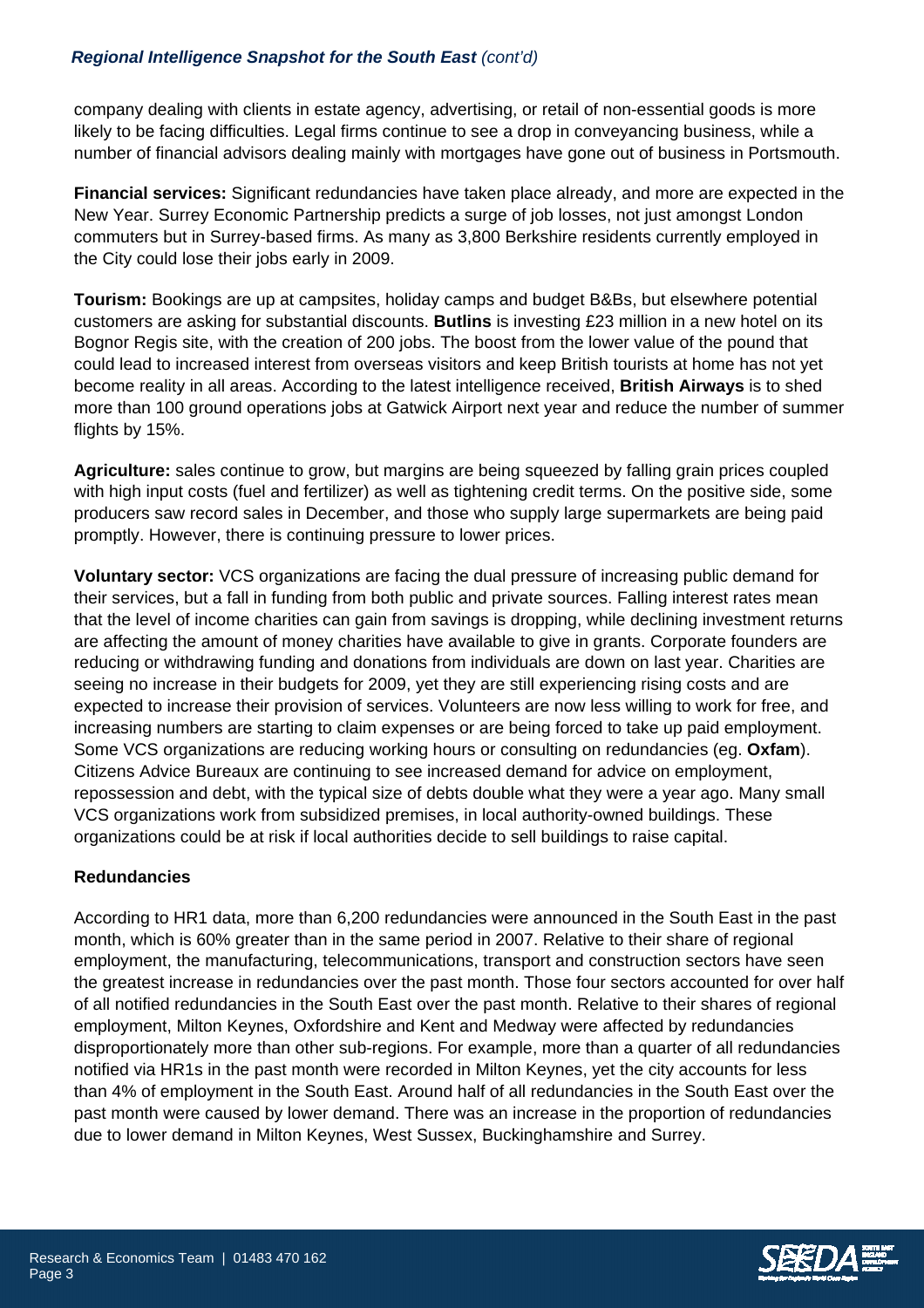company dealing with clients in estate agency, advertising, or retail of non-essential goods is more likely to be facing difficulties. Legal firms continue to see a drop in conveyancing business, while a number of financial advisors dealing mainly with mortgages have gone out of business in Portsmouth.

**Financial services:** Significant redundancies have taken place already, and more are expected in the New Year. Surrey Economic Partnership predicts a surge of job losses, not just amongst London commuters but in Surrey-based firms. As many as 3,800 Berkshire residents currently employed in the City could lose their jobs early in 2009.

**Tourism:** Bookings are up at campsites, holiday camps and budget B&Bs, but elsewhere potential customers are asking for substantial discounts. **Butlins** is investing £23 million in a new hotel on its Bognor Regis site, with the creation of 200 jobs. The boost from the lower value of the pound that could lead to increased interest from overseas visitors and keep British tourists at home has not yet become reality in all areas. According to the latest intelligence received, **British Airways** is to shed more than 100 ground operations jobs at Gatwick Airport next year and reduce the number of summer flights by 15%.

**Agriculture:** sales continue to grow, but margins are being squeezed by falling grain prices coupled with high input costs (fuel and fertilizer) as well as tightening credit terms. On the positive side, some producers saw record sales in December, and those who supply large supermarkets are being paid promptly. However, there is continuing pressure to lower prices.

**Voluntary sector:** VCS organizations are facing the dual pressure of increasing public demand for their services, but a fall in funding from both public and private sources. Falling interest rates mean that the level of income charities can gain from savings is dropping, while declining investment returns are affecting the amount of money charities have available to give in grants. Corporate founders are reducing or withdrawing funding and donations from individuals are down on last year. Charities are seeing no increase in their budgets for 2009, yet they are still experiencing rising costs and are expected to increase their provision of services. Volunteers are now less willing to work for free, and increasing numbers are starting to claim expenses or are being forced to take up paid employment. Some VCS organizations are reducing working hours or consulting on redundancies (eg. **Oxfam**). Citizens Advice Bureaux are continuing to see increased demand for advice on employment, repossession and debt, with the typical size of debts double what they were a year ago. Many small VCS organizations work from subsidized premises, in local authority-owned buildings. These organizations could be at risk if local authorities decide to sell buildings to raise capital.

**Redundancies**

According to HR1 data, more than 6,200 redundancies were announced in the South East in the past month, which is 60% greater than in the same period in 2007. Relative to their share of regional employment, the manufacturing, telecommunications, transport and construction sectors have seen the greatest increase in redundancies over the past month. Those four sectors accounted for over half of all notified redundancies in the South East over the past month. Relative to their shares of regional employment, Milton Keynes, Oxfordshire and Kent and Medway were affected by redundancies disproportionately more than other sub-regions. For example, more than a quarter of all redundancies notified via HR1s in the past month were recorded in Milton Keynes, yet the city accounts for less than 4% of employment in the South East. Around half of all redundancies in the South East over the past month were caused by lower demand. There was an increase in the proportion of redundancies due to lower demand in Milton Keynes, West Sussex, Buckinghamshire and Surrey.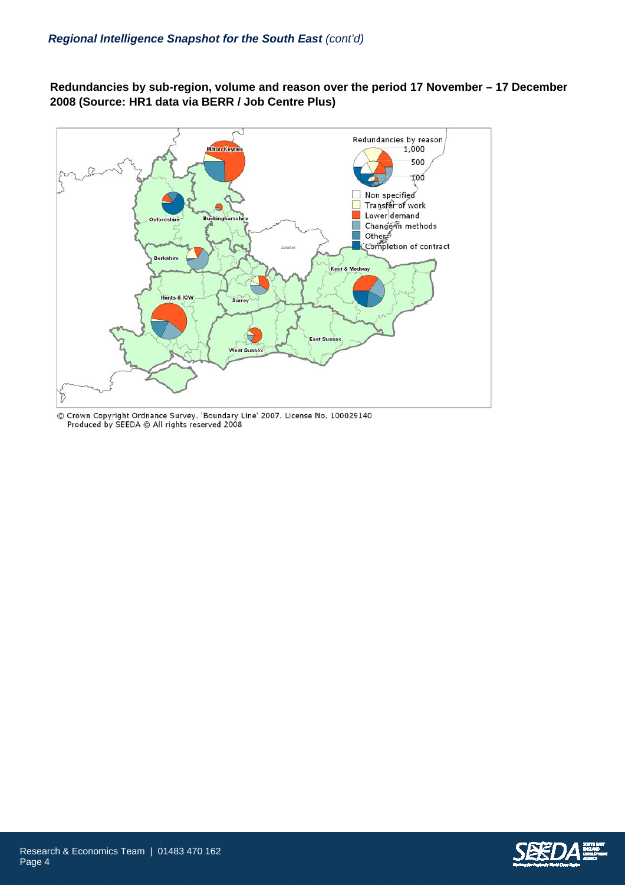**Redundancies by sub-region, volume and reason over the period 17 November – 17 December 2008 (Source: HR1 data via BERR / Job Centre Plus)**

Redundancies by reason

1,000

500

100

Non specified

Transfer of work

Lower demand

Change in methods

Other

Completion of contract

Milton Keynes

Oxfordshire

Buckinghamshire

London

Berkshire

Kent & Medway

Surrey

Hants & IOW

East Sussex

West Sussex

© Crown Copyright Ordnance Survey. 'Boundary Line' 2007. License No. 100029140
Produced by SEEDA © All rights reserved 2008